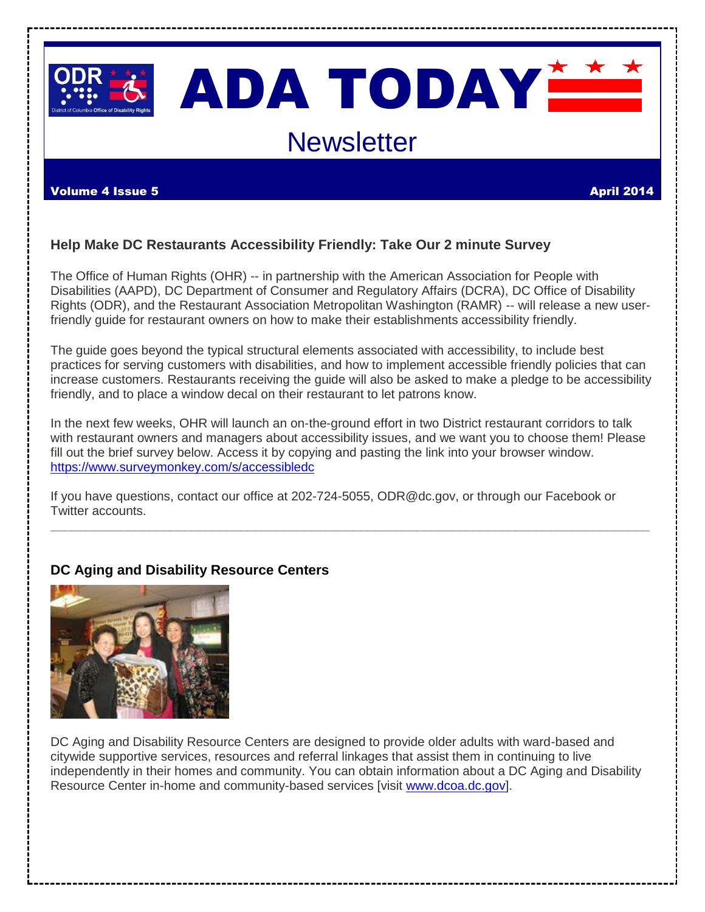# ADA TODAY

## Newsletter

**Volume 4 Issue 5** **April 2014**

### Help Make DC Restaurants Accessibility Friendly: Take Our 2 minute Survey

The Office of Human Rights (OHR) -- in partnership with the American Association for People with Disabilities (AAPD), DC Department of Consumer and Regulatory Affairs (DCRA), DC Office of Disability Rights (ODR), and the Restaurant Association Metropolitan Washington (RAMR) -- will release a new user-friendly guide for restaurant owners on how to make their establishments accessibility friendly.

The guide goes beyond the typical structural elements associated with accessibility, to include best practices for serving customers with disabilities, and how to implement accessible friendly policies that can increase customers. Restaurants receiving the guide will also be asked to make a pledge to be accessibility friendly, and to place a window decal on their restaurant to let patrons know.

In the next few weeks, OHR will launch an on-the-ground effort in two District restaurant corridors to talk with restaurant owners and managers about accessibility issues, and we want you to choose them! Please fill out the brief survey below. Access it by copying and pasting the link into your browser window. https://www.surveymonkey.com/s/accessibledc

If you have questions, contact our office at 202-724-5055, ODR@dc.gov, or through our Facebook or Twitter accounts.

---

### DC Aging and Disability Resource Centers

DC Aging and Disability Resource Centers are designed to provide older adults with ward-based and citywide supportive services, resources and referral linkages that assist them in continuing to live independently in their homes and community. You can obtain information about a DC Aging and Disability Resource Center in-home and community-based services [visit www.dcoa.dc.gov].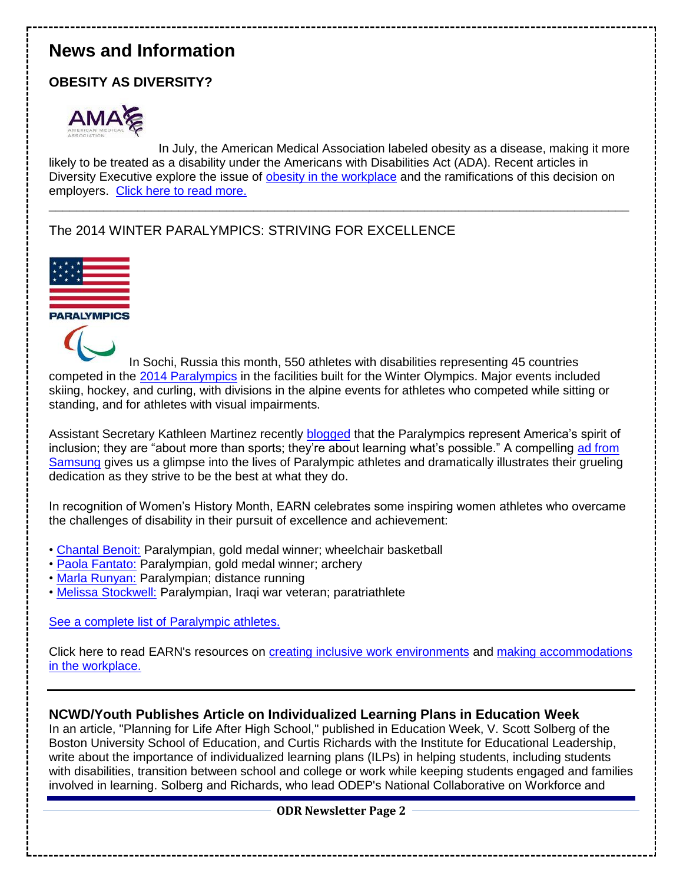## News and Information

### OBESITY AS DIVERSITY?

In July, the American Medical Association labeled obesity as a disease, making it more likely to be treated as a disability under the Americans with Disabilities Act (ADA). Recent articles in Diversity Executive explore the issue of obesity in the workplace and the ramifications of this decision on employers. Click here to read more.

---

### The 2014 WINTER PARALYMPICS: STRIVING FOR EXCELLENCE

In Sochi, Russia this month, 550 athletes with disabilities representing 45 countries competed in the 2014 Paralympics in the facilities built for the Winter Olympics. Major events included skiing, hockey, and curling, with divisions in the alpine events for athletes who competed while sitting or standing, and for athletes with visual impairments.

Assistant Secretary Kathleen Martinez recently blogged that the Paralympics represent America's spirit of inclusion; they are "about more than sports; they're about learning what's possible." A compelling ad from Samsung gives us a glimpse into the lives of Paralympic athletes and dramatically illustrates their grueling dedication as they strive to be the best at what they do.

In recognition of Women's History Month, EARN celebrates some inspiring women athletes who overcame the challenges of disability in their pursuit of excellence and achievement:

- Chantal Benoit: Paralympian, gold medal winner; wheelchair basketball
- Paola Fantato: Paralympian, gold medal winner; archery
- Marla Runyan: Paralympian; distance running
- Melissa Stockwell: Paralympian, Iraqi war veteran; paratriathlete

See a complete list of Paralympic athletes.

Click here to read EARN's resources on creating inclusive work environments and making accommodations in the workplace.

---

**NCWD/Youth Publishes Article on Individualized Learning Plans in Education Week**

In an article, "Planning for Life After High School," published in Education Week, V. Scott Solberg of the Boston University School of Education, and Curtis Richards with the Institute for Educational Leadership, write about the importance of individualized learning plans (ILPs) in helping students, including students with disabilities, transition between school and college or work while keeping students engaged and families involved in learning. Solberg and Richards, who lead ODEP's National Collaborative on Workforce and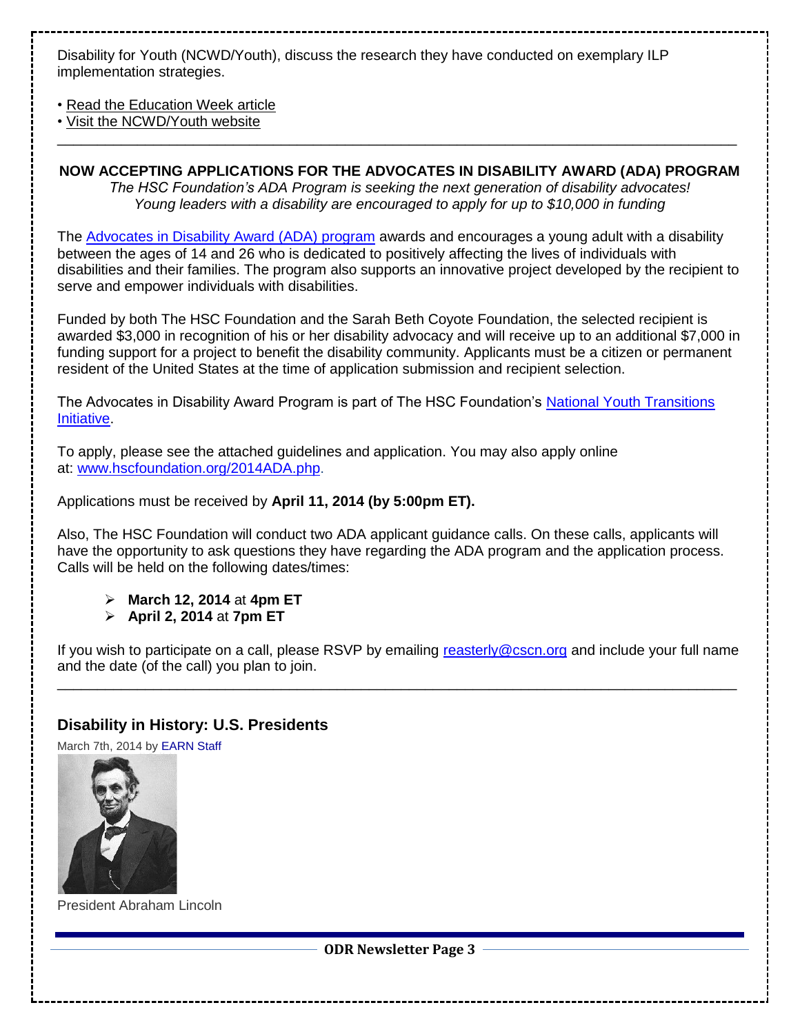Disability for Youth (NCWD/Youth), discuss the research they have conducted on exemplary ILP implementation strategies.

- Read the Education Week article
- Visit the NCWD/Youth website

---

**NOW ACCEPTING APPLICATIONS FOR THE ADVOCATES IN DISABILITY AWARD (ADA) PROGRAM**

*The HSC Foundation's ADA Program is seeking the next generation of disability advocates!*
*Young leaders with a disability are encouraged to apply for up to $10,000 in funding*

The Advocates in Disability Award (ADA) program awards and encourages a young adult with a disability between the ages of 14 and 26 who is dedicated to positively affecting the lives of individuals with disabilities and their families. The program also supports an innovative project developed by the recipient to serve and empower individuals with disabilities.

Funded by both The HSC Foundation and the Sarah Beth Coyote Foundation, the selected recipient is awarded $3,000 in recognition of his or her disability advocacy and will receive up to an additional $7,000 in funding support for a project to benefit the disability community. Applicants must be a citizen or permanent resident of the United States at the time of application submission and recipient selection.

The Advocates in Disability Award Program is part of The HSC Foundation's National Youth Transitions Initiative.

To apply, please see the attached guidelines and application. You may also apply online at: www.hscfoundation.org/2014ADA.php.

Applications must be received by **April 11, 2014 (by 5:00pm ET).**

Also, The HSC Foundation will conduct two ADA applicant guidance calls. On these calls, applicants will have the opportunity to ask questions they have regarding the ADA program and the application process. Calls will be held on the following dates/times:

- **March 12, 2014** at **4pm ET**
- **April 2, 2014** at **7pm ET**

If you wish to participate on a call, please RSVP by emailing reasterly@cscn.org and include your full name and the date (of the call) you plan to join.

---

### Disability in History: U.S. Presidents

March 7th, 2014 by EARN Staff

President Abraham Lincoln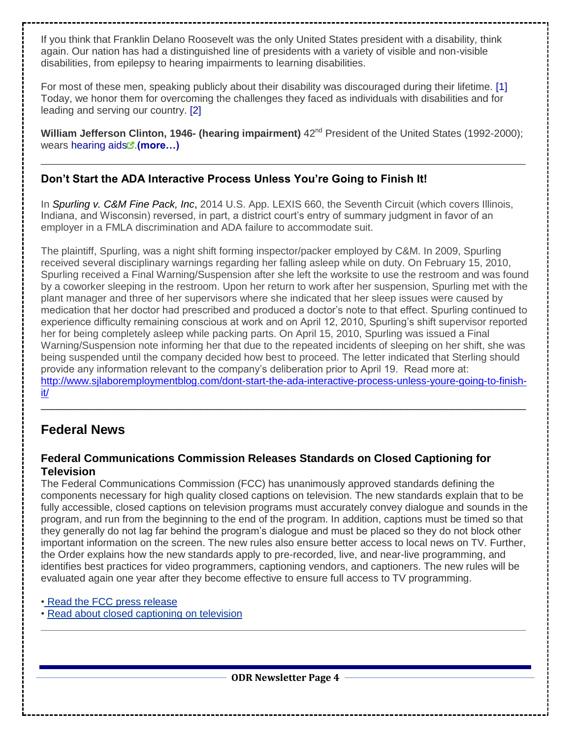If you think that Franklin Delano Roosevelt was the only United States president with a disability, think again. Our nation has had a distinguished line of presidents with a variety of visible and non-visible disabilities, from epilepsy to hearing impairments to learning disabilities.

For most of these men, speaking publicly about their disability was discouraged during their lifetime. [1] Today, we honor them for overcoming the challenges they faced as individuals with disabilities and for leading and serving our country. [2]

**William Jefferson Clinton, 1946- (hearing impairment)** 42nd President of the United States (1992-2000); wears hearing aids. **(more…)**

---

### Don't Start the ADA Interactive Process Unless You're Going to Finish It!

In *Spurling v. C&M Fine Pack, Inc*, 2014 U.S. App. LEXIS 660, the Seventh Circuit (which covers Illinois, Indiana, and Wisconsin) reversed, in part, a district court's entry of summary judgment in favor of an employer in a FMLA discrimination and ADA failure to accommodate suit.

The plaintiff, Spurling, was a night shift forming inspector/packer employed by C&M. In 2009, Spurling received several disciplinary warnings regarding her falling asleep while on duty. On February 15, 2010, Spurling received a Final Warning/Suspension after she left the worksite to use the restroom and was found by a coworker sleeping in the restroom. Upon her return to work after her suspension, Spurling met with the plant manager and three of her supervisors where she indicated that her sleep issues were caused by medication that her doctor had prescribed and produced a doctor's note to that effect. Spurling continued to experience difficulty remaining conscious at work and on April 12, 2010, Spurling's shift supervisor reported her for being completely asleep while packing parts. On April 15, 2010, Spurling was issued a Final Warning/Suspension note informing her that due to the repeated incidents of sleeping on her shift, she was being suspended until the company decided how best to proceed. The letter indicated that Sterling should provide any information relevant to the company's deliberation prior to April 19. Read more at: http://www.sjlaboremploymentblog.com/dont-start-the-ada-interactive-process-unless-youre-going-to-finish-it/

---

## Federal News

### Federal Communications Commission Releases Standards on Closed Captioning for Television

The Federal Communications Commission (FCC) has unanimously approved standards defining the components necessary for high quality closed captions on television. The new standards explain that to be fully accessible, closed captions on television programs must accurately convey dialogue and sounds in the program, and run from the beginning to the end of the program. In addition, captions must be timed so that they generally do not lag far behind the program's dialogue and must be placed so they do not block other important information on the screen. The new rules also ensure better access to local news on TV. Further, the Order explains how the new standards apply to pre-recorded, live, and near-live programming, and identifies best practices for video programmers, captioning vendors, and captioners. The new rules will be evaluated again one year after they become effective to ensure full access to TV programming.

- Read the FCC press release
- Read about closed captioning on television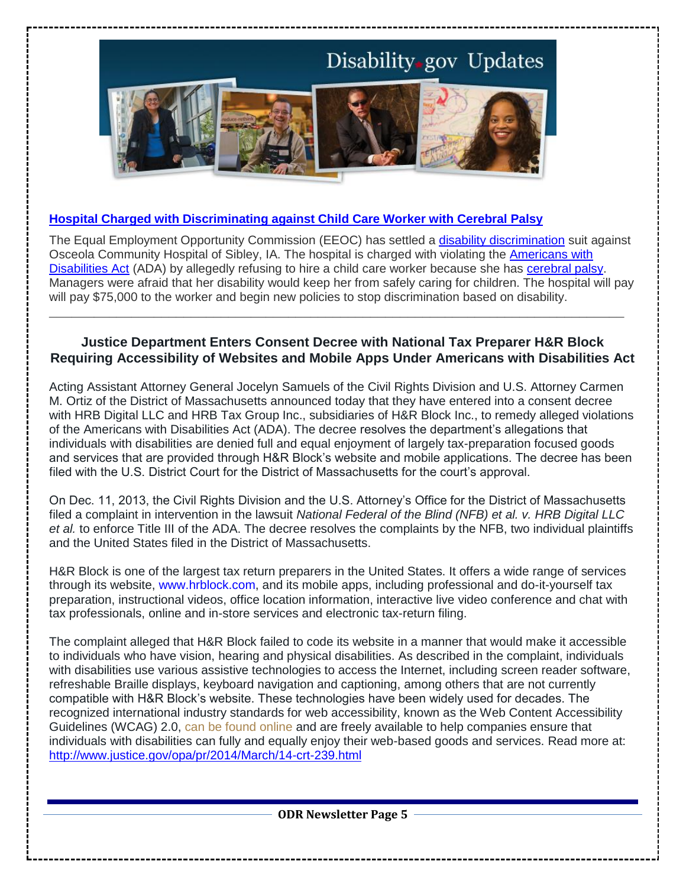Disability.gov Updates

### Hospital Charged with Discriminating against Child Care Worker with Cerebral Palsy

The Equal Employment Opportunity Commission (EEOC) has settled a disability discrimination suit against Osceola Community Hospital of Sibley, IA. The hospital is charged with violating the Americans with Disabilities Act (ADA) by allegedly refusing to hire a child care worker because she has cerebral palsy. Managers were afraid that her disability would keep her from safely caring for children. The hospital will pay will pay $75,000 to the worker and begin new policies to stop discrimination based on disability.

---

### Justice Department Enters Consent Decree with National Tax Preparer H&R Block Requiring Accessibility of Websites and Mobile Apps Under Americans with Disabilities Act

Acting Assistant Attorney General Jocelyn Samuels of the Civil Rights Division and U.S. Attorney Carmen M. Ortiz of the District of Massachusetts announced today that they have entered into a consent decree with HRB Digital LLC and HRB Tax Group Inc., subsidiaries of H&R Block Inc., to remedy alleged violations of the Americans with Disabilities Act (ADA). The decree resolves the department's allegations that individuals with disabilities are denied full and equal enjoyment of largely tax-preparation focused goods and services that are provided through H&R Block's website and mobile applications. The decree has been filed with the U.S. District Court for the District of Massachusetts for the court's approval.

On Dec. 11, 2013, the Civil Rights Division and the U.S. Attorney's Office for the District of Massachusetts filed a complaint in intervention in the lawsuit *National Federal of the Blind (NFB) et al. v. HRB Digital LLC et al.* to enforce Title III of the ADA. The decree resolves the complaints by the NFB, two individual plaintiffs and the United States filed in the District of Massachusetts.

H&R Block is one of the largest tax return preparers in the United States. It offers a wide range of services through its website, www.hrblock.com, and its mobile apps, including professional and do-it-yourself tax preparation, instructional videos, office location information, interactive live video conference and chat with tax professionals, online and in-store services and electronic tax-return filing.

The complaint alleged that H&R Block failed to code its website in a manner that would make it accessible to individuals who have vision, hearing and physical disabilities. As described in the complaint, individuals with disabilities use various assistive technologies to access the Internet, including screen reader software, refreshable Braille displays, keyboard navigation and captioning, among others that are not currently compatible with H&R Block's website. These technologies have been widely used for decades. The recognized international industry standards for web accessibility, known as the Web Content Accessibility Guidelines (WCAG) 2.0, can be found online and are freely available to help companies ensure that individuals with disabilities can fully and equally enjoy their web-based goods and services. Read more at: http://www.justice.gov/opa/pr/2014/March/14-crt-239.html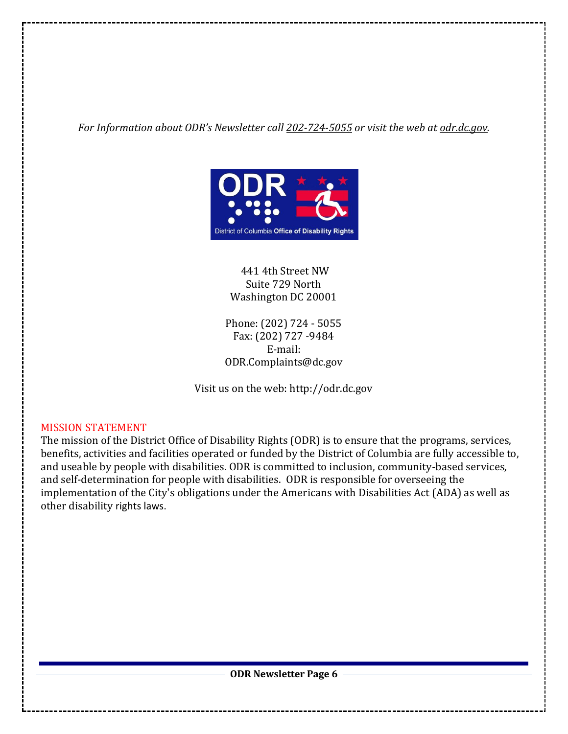*For Information about ODR's Newsletter call 202-724-5055 or visit the web at odr.dc.gov.*

441 4th Street NW
Suite 729 North
Washington DC 20001

Phone: (202) 724 - 5055
Fax: (202) 727 -9484
E-mail:
ODR.Complaints@dc.gov

Visit us on the web: http://odr.dc.gov

## MISSION STATEMENT

The mission of the District Office of Disability Rights (ODR) is to ensure that the programs, services, benefits, activities and facilities operated or funded by the District of Columbia are fully accessible to, and useable by people with disabilities. ODR is committed to inclusion, community-based services, and self-determination for people with disabilities. ODR is responsible for overseeing the implementation of the City's obligations under the Americans with Disabilities Act (ADA) as well as other disability rights laws.